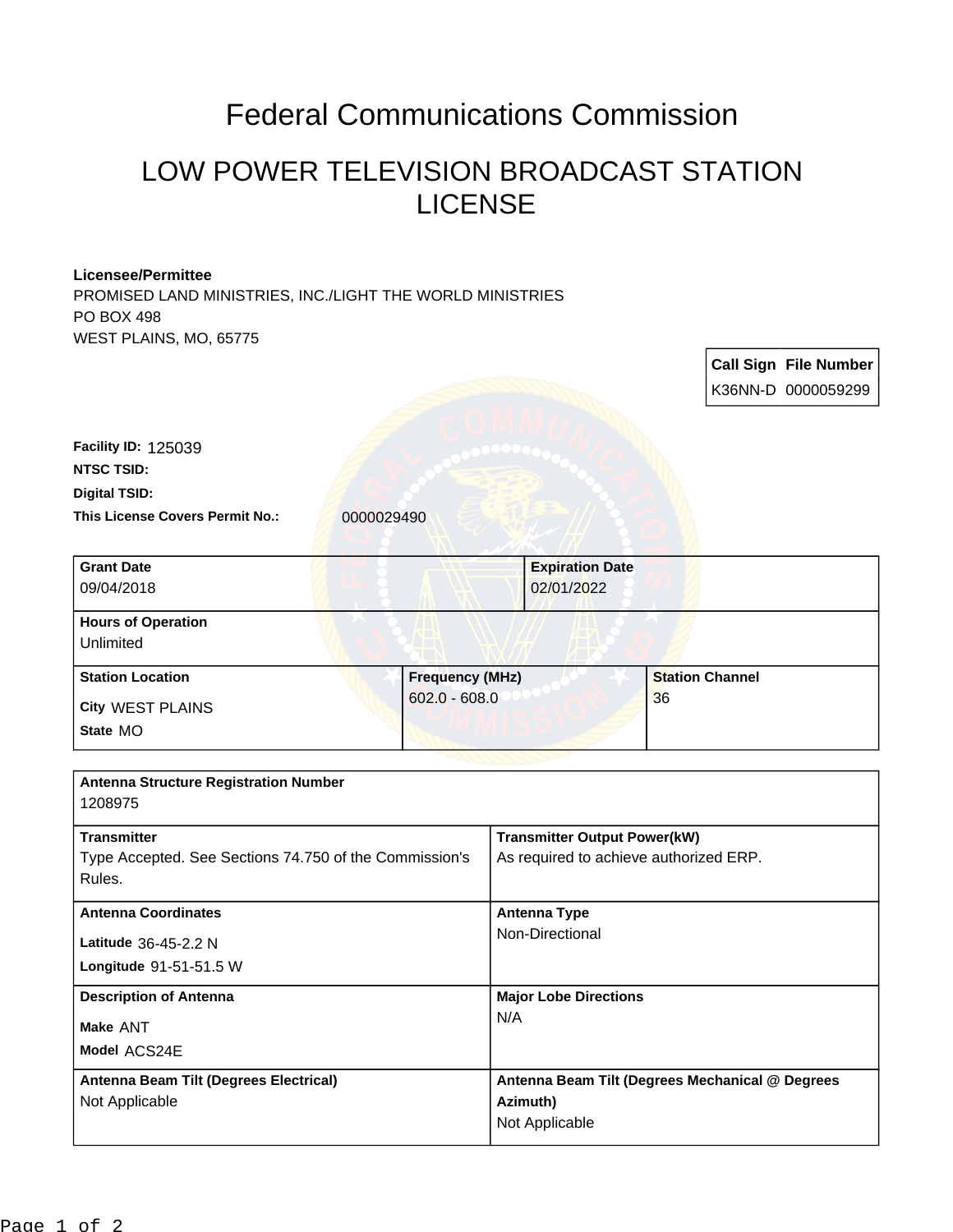# Federal Communications Commission

## LOW POWER TELEVISION BROADCAST STATION LICENSE

**Licensee/Permittee**
PROMISED LAND MINISTRIES, INC./LIGHT THE WORLD MINISTRIES
PO BOX 498
WEST PLAINS, MO, 65775

| Call Sign | File Number |
|---|---|
| K36NN-D | 0000059299 |

**Facility ID:** 125039
**NTSC TSID:**
**Digital TSID:**
**This License Covers Permit No.:** 0000029490

| Grant Date | Expiration Date |
|---|---|
| 09/04/2018 | 02/01/2022 |

**Hours of Operation**
Unlimited

| Station Location | Frequency (MHz) | Station Channel |
|---|---|---|
| City WEST PLAINS<br>State MO | 602.0 - 608.0 | 36 |

**Antenna Structure Registration Number**
1208975

| Transmitter | Transmitter Output Power(kW) |
|---|---|
| Type Accepted. See Sections 74.750 of the Commission's Rules. | As required to achieve authorized ERP. |

| Antenna Coordinates | Antenna Type |
|---|---|
| Latitude 36-45-2.2 N<br>Longitude 91-51-51.5 W | Non-Directional |

| Description of Antenna | Major Lobe Directions |
|---|---|
| Make ANT<br>Model ACS24E | N/A |

| Antenna Beam Tilt (Degrees Electrical) | Antenna Beam Tilt (Degrees Mechanical @ Degrees Azimuth) |
|---|---|
| Not Applicable | Not Applicable |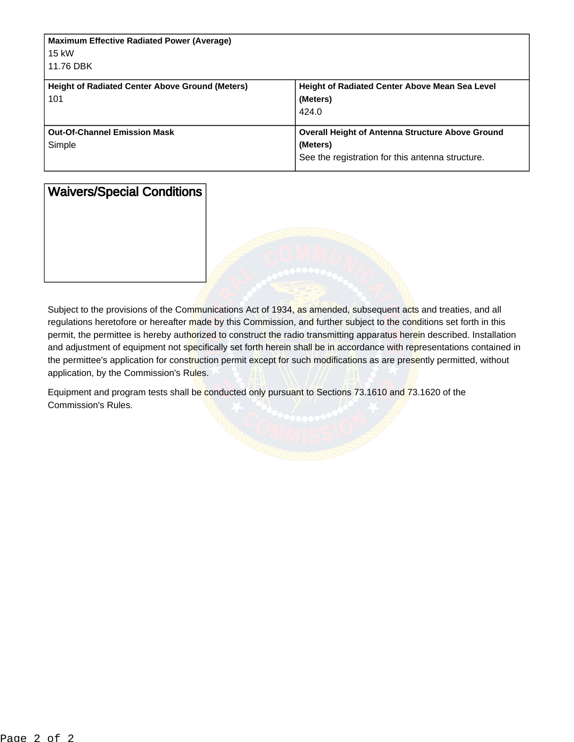| | |
|---|---|
| **Maximum Effective Radiated Power (Average)**<br>15 kW<br>11.76 DBK | |
| **Height of Radiated Center Above Ground (Meters)**<br>101 | **Height of Radiated Center Above Mean Sea Level (Meters)**<br>424.0 |
| **Out-Of-Channel Emission Mask**<br>Simple | **Overall Height of Antenna Structure Above Ground (Meters)**<br>See the registration for this antenna structure. |

## Waivers/Special Conditions

Subject to the provisions of the Communications Act of 1934, as amended, subsequent acts and treaties, and all regulations heretofore or hereafter made by this Commission, and further subject to the conditions set forth in this permit, the permittee is hereby authorized to construct the radio transmitting apparatus herein described. Installation and adjustment of equipment not specifically set forth herein shall be in accordance with representations contained in the permittee's application for construction permit except for such modifications as are presently permitted, without application, by the Commission's Rules.

Equipment and program tests shall be conducted only pursuant to Sections 73.1610 and 73.1620 of the Commission's Rules.